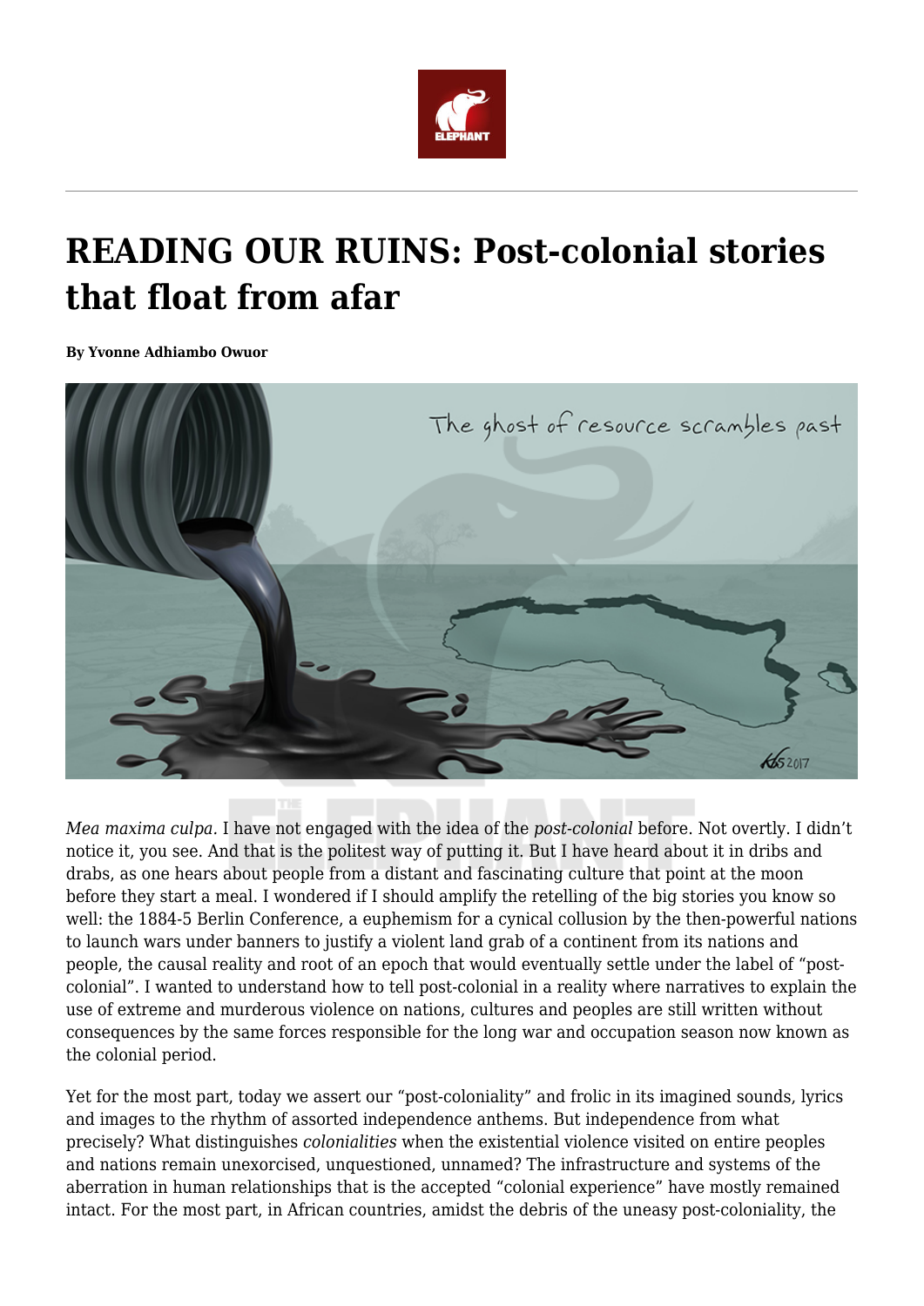# READING OUR RUINS: Post-colonial stories that float from afar

**By Yvonne Adhiambo Owuor**

*Mea maxima culpa*. I have not engaged with the idea of the *post-colonial* before. Not overtly. I didn't notice it, you see. And that is the politest way of putting it. But I have heard about it in dribs and drabs, as one hears about people from a distant and fascinating culture that point at the moon before they start a meal. I wondered if I should amplify the retelling of the big stories you know so well: the 1884-5 Berlin Conference, a euphemism for a cynical collusion by the then-powerful nations to launch wars under banners to justify a violent land grab of a continent from its nations and people, the causal reality and root of an epoch that would eventually settle under the label of "post-colonial". I wanted to understand how to tell post-colonial in a reality where narratives to explain the use of extreme and murderous violence on nations, cultures and peoples are still written without consequences by the same forces responsible for the long war and occupation season now known as the colonial period.

Yet for the most part, today we assert our "post-coloniality" and frolic in its imagined sounds, lyrics and images to the rhythm of assorted independence anthems. But independence from what precisely? What distinguishes *colonialities* when the existential violence visited on entire peoples and nations remain unexorcised, unquestioned, unnamed? The infrastructure and systems of the aberration in human relationships that is the accepted "colonial experience" have mostly remained intact. For the most part, in African countries, amidst the debris of the uneasy post-coloniality, the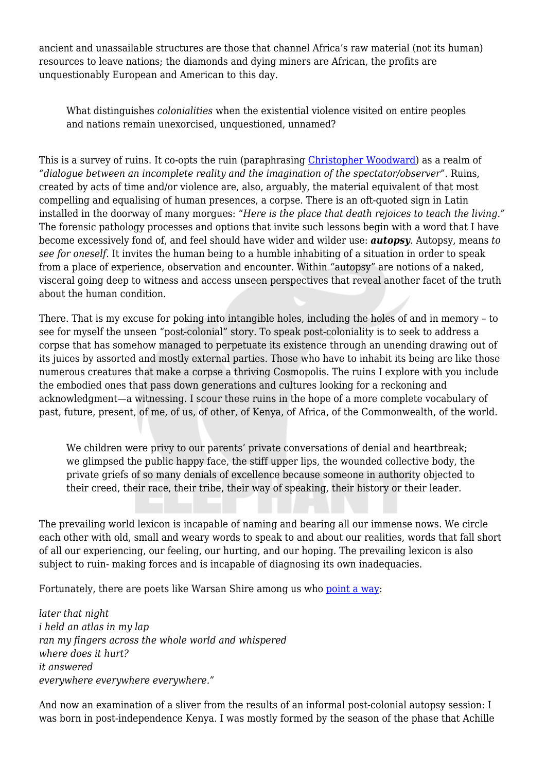ancient and unassailable structures are those that channel Africa's raw material (not its human) resources to leave nations; the diamonds and dying miners are African, the profits are unquestionably European and American to this day.

> What distinguishes *colonialities* when the existential violence visited on entire peoples and nations remain unexorcised, unquestioned, unnamed?

This is a survey of ruins. It co-opts the ruin (paraphrasing Christopher Woodward) as a realm of *"dialogue between an incomplete reality and the imagination of the spectator/observer"*. Ruins, created by acts of time and/or violence are, also, arguably, the material equivalent of that most compelling and equalising of human presences, a corpse. There is an oft-quoted sign in Latin installed in the doorway of many morgues: "*Here is the place that death rejoices to teach the living."* The forensic pathology processes and options that invite such lessons begin with a word that I have become excessively fond of, and feel should have wider and wilder use: ***autopsy***. Autopsy, means *to see for oneself*. It invites the human being to a humble inhabiting of a situation in order to speak from a place of experience, observation and encounter. Within "autopsy" are notions of a naked, visceral going deep to witness and access unseen perspectives that reveal another facet of the truth about the human condition.

There. That is my excuse for poking into intangible holes, including the holes of and in memory – to see for myself the unseen "post-colonial" story. To speak post-coloniality is to seek to address a corpse that has somehow managed to perpetuate its existence through an unending drawing out of its juices by assorted and mostly external parties. Those who have to inhabit its being are like those numerous creatures that make a corpse a thriving Cosmopolis. The ruins I explore with you include the embodied ones that pass down generations and cultures looking for a reckoning and acknowledgment—a witnessing. I scour these ruins in the hope of a more complete vocabulary of past, future, present, of me, of us, of other, of Kenya, of Africa, of the Commonwealth, of the world.

> We children were privy to our parents' private conversations of denial and heartbreak; we glimpsed the public happy face, the stiff upper lips, the wounded collective body, the private griefs of so many denials of excellence because someone in authority objected to their creed, their race, their tribe, their way of speaking, their history or their leader.

The prevailing world lexicon is incapable of naming and bearing all our immense nows. We circle each other with old, small and weary words to speak to and about our realities, words that fall short of all our experiencing, our feeling, our hurting, and our hoping. The prevailing lexicon is also subject to ruin- making forces and is incapable of diagnosing its own inadequacies.

Fortunately, there are poets like Warsan Shire among us who point a way:

*later that night*
*i held an atlas in my lap*
*ran my fingers across the whole world and whispered*
*where does it hurt?*
*it answered*
*everywhere everywhere everywhere."*

And now an examination of a sliver from the results of an informal post-colonial autopsy session: I was born in post-independence Kenya. I was mostly formed by the season of the phase that Achille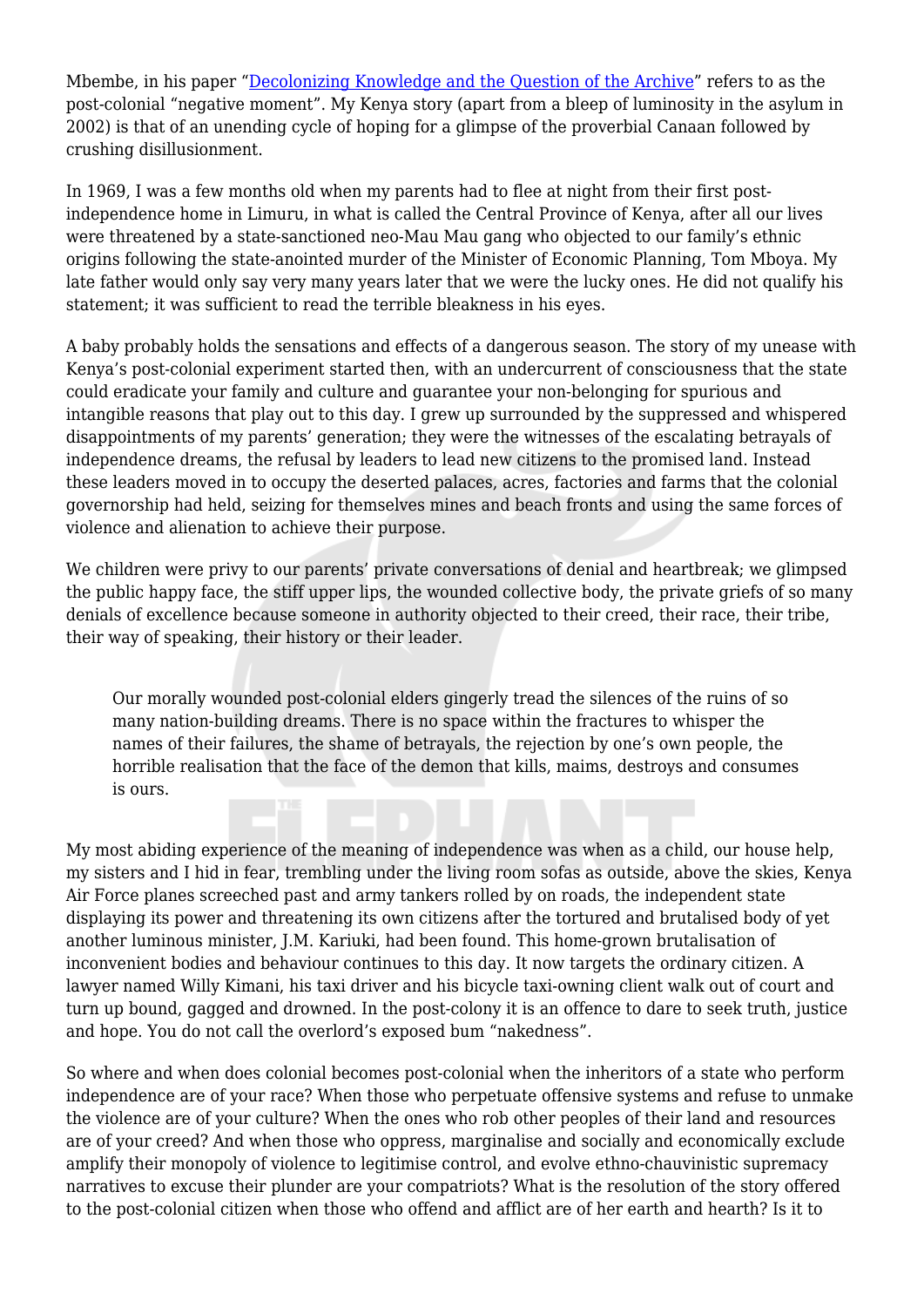Mbembe, in his paper "[Decolonizing Knowledge and the Question of the Archive]" refers to as the post-colonial "negative moment". My Kenya story (apart from a bleep of luminosity in the asylum in 2002) is that of an unending cycle of hoping for a glimpse of the proverbial Canaan followed by crushing disillusionment.

In 1969, I was a few months old when my parents had to flee at night from their first post-independence home in Limuru, in what is called the Central Province of Kenya, after all our lives were threatened by a state-sanctioned neo-Mau Mau gang who objected to our family's ethnic origins following the state-anointed murder of the Minister of Economic Planning, Tom Mboya. My late father would only say very many years later that we were the lucky ones. He did not qualify his statement; it was sufficient to read the terrible bleakness in his eyes.

A baby probably holds the sensations and effects of a dangerous season. The story of my unease with Kenya's post-colonial experiment started then, with an undercurrent of consciousness that the state could eradicate your family and culture and guarantee your non-belonging for spurious and intangible reasons that play out to this day. I grew up surrounded by the suppressed and whispered disappointments of my parents' generation; they were the witnesses of the escalating betrayals of independence dreams, the refusal by leaders to lead new citizens to the promised land. Instead these leaders moved in to occupy the deserted palaces, acres, factories and farms that the colonial governorship had held, seizing for themselves mines and beach fronts and using the same forces of violence and alienation to achieve their purpose.

We children were privy to our parents' private conversations of denial and heartbreak; we glimpsed the public happy face, the stiff upper lips, the wounded collective body, the private griefs of so many denials of excellence because someone in authority objected to their creed, their race, their tribe, their way of speaking, their history or their leader.

> Our morally wounded post-colonial elders gingerly tread the silences of the ruins of so many nation-building dreams. There is no space within the fractures to whisper the names of their failures, the shame of betrayals, the rejection by one's own people, the horrible realisation that the face of the demon that kills, maims, destroys and consumes is ours.

My most abiding experience of the meaning of independence was when as a child, our house help, my sisters and I hid in fear, trembling under the living room sofas as outside, above the skies, Kenya Air Force planes screeched past and army tankers rolled by on roads, the independent state displaying its power and threatening its own citizens after the tortured and brutalised body of yet another luminous minister, J.M. Kariuki, had been found. This home-grown brutalisation of inconvenient bodies and behaviour continues to this day. It now targets the ordinary citizen. A lawyer named Willy Kimani, his taxi driver and his bicycle taxi-owning client walk out of court and turn up bound, gagged and drowned. In the post-colony it is an offence to dare to seek truth, justice and hope. You do not call the overlord's exposed bum "nakedness".

So where and when does colonial becomes post-colonial when the inheritors of a state who perform independence are of your race? When those who perpetuate offensive systems and refuse to unmake the violence are of your culture? When the ones who rob other peoples of their land and resources are of your creed? And when those who oppress, marginalise and socially and economically exclude amplify their monopoly of violence to legitimise control, and evolve ethno-chauvinistic supremacy narratives to excuse their plunder are your compatriots? What is the resolution of the story offered to the post-colonial citizen when those who offend and afflict are of her earth and hearth? Is it to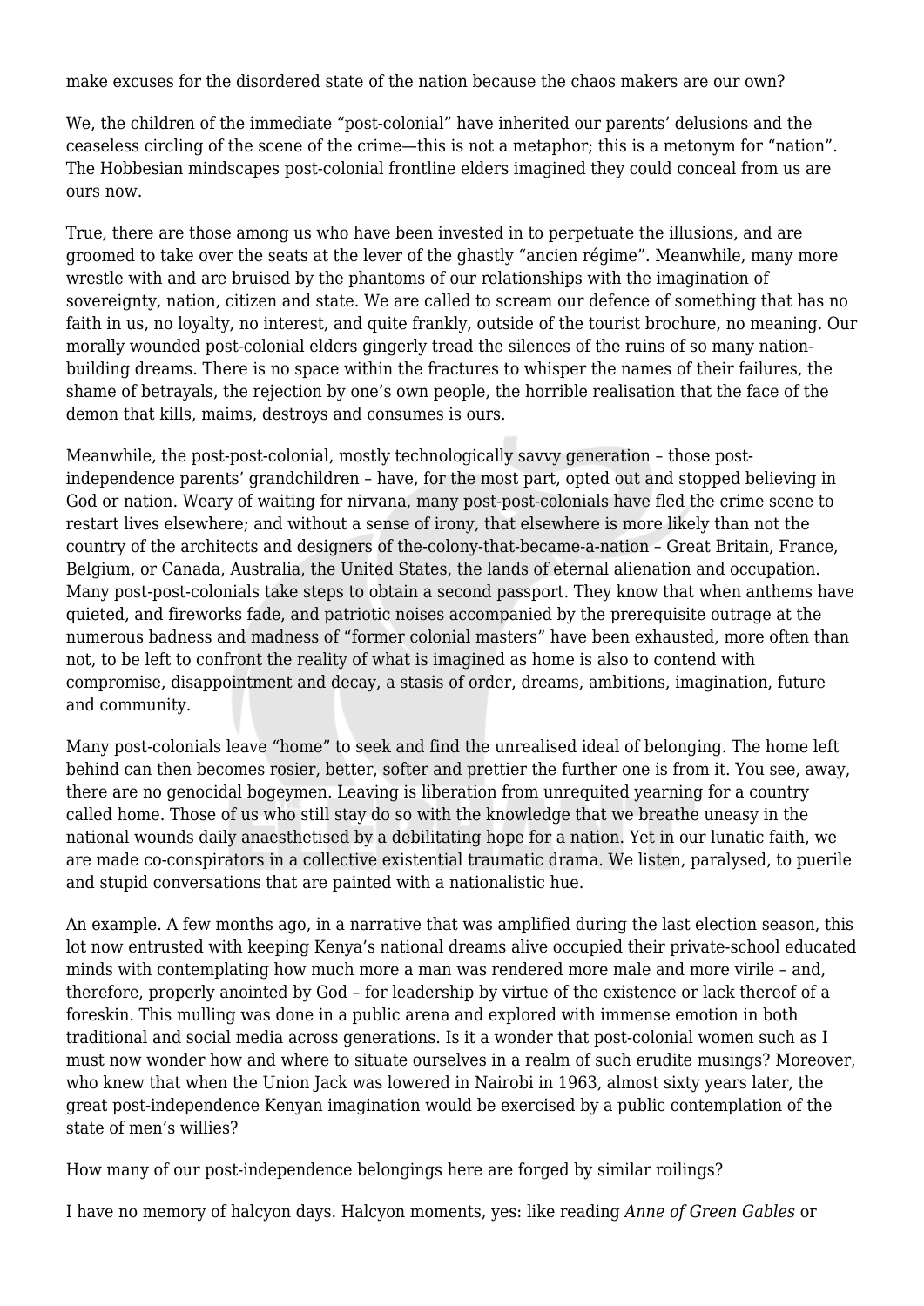make excuses for the disordered state of the nation because the chaos makers are our own?

We, the children of the immediate "post-colonial" have inherited our parents' delusions and the ceaseless circling of the scene of the crime—this is not a metaphor; this is a metonym for "nation". The Hobbesian mindscapes post-colonial frontline elders imagined they could conceal from us are ours now.

True, there are those among us who have been invested in to perpetuate the illusions, and are groomed to take over the seats at the lever of the ghastly "ancien régime". Meanwhile, many more wrestle with and are bruised by the phantoms of our relationships with the imagination of sovereignty, nation, citizen and state. We are called to scream our defence of something that has no faith in us, no loyalty, no interest, and quite frankly, outside of the tourist brochure, no meaning. Our morally wounded post-colonial elders gingerly tread the silences of the ruins of so many nation-building dreams. There is no space within the fractures to whisper the names of their failures, the shame of betrayals, the rejection by one's own people, the horrible realisation that the face of the demon that kills, maims, destroys and consumes is ours.

Meanwhile, the post-post-colonial, mostly technologically savvy generation – those post-independence parents' grandchildren – have, for the most part, opted out and stopped believing in God or nation. Weary of waiting for nirvana, many post-post-colonials have fled the crime scene to restart lives elsewhere; and without a sense of irony, that elsewhere is more likely than not the country of the architects and designers of the-colony-that-became-a-nation – Great Britain, France, Belgium, or Canada, Australia, the United States, the lands of eternal alienation and occupation. Many post-post-colonials take steps to obtain a second passport. They know that when anthems have quieted, and fireworks fade, and patriotic noises accompanied by the prerequisite outrage at the numerous badness and madness of "former colonial masters" have been exhausted, more often than not, to be left to confront the reality of what is imagined as home is also to contend with compromise, disappointment and decay, a stasis of order, dreams, ambitions, imagination, future and community.

Many post-colonials leave "home" to seek and find the unrealised ideal of belonging. The home left behind can then becomes rosier, better, softer and prettier the further one is from it. You see, away, there are no genocidal bogeymen. Leaving is liberation from unrequited yearning for a country called home. Those of us who still stay do so with the knowledge that we breathe uneasy in the national wounds daily anaesthetised by a debilitating hope for a nation. Yet in our lunatic faith, we are made co-conspirators in a collective existential traumatic drama. We listen, paralysed, to puerile and stupid conversations that are painted with a nationalistic hue.

An example. A few months ago, in a narrative that was amplified during the last election season, this lot now entrusted with keeping Kenya's national dreams alive occupied their private-school educated minds with contemplating how much more a man was rendered more male and more virile – and, therefore, properly anointed by God – for leadership by virtue of the existence or lack thereof of a foreskin. This mulling was done in a public arena and explored with immense emotion in both traditional and social media across generations. Is it a wonder that post-colonial women such as I must now wonder how and where to situate ourselves in a realm of such erudite musings? Moreover, who knew that when the Union Jack was lowered in Nairobi in 1963, almost sixty years later, the great post-independence Kenyan imagination would be exercised by a public contemplation of the state of men's willies?

How many of our post-independence belongings here are forged by similar roilings?

I have no memory of halcyon days. Halcyon moments, yes: like reading *Anne of Green Gables* or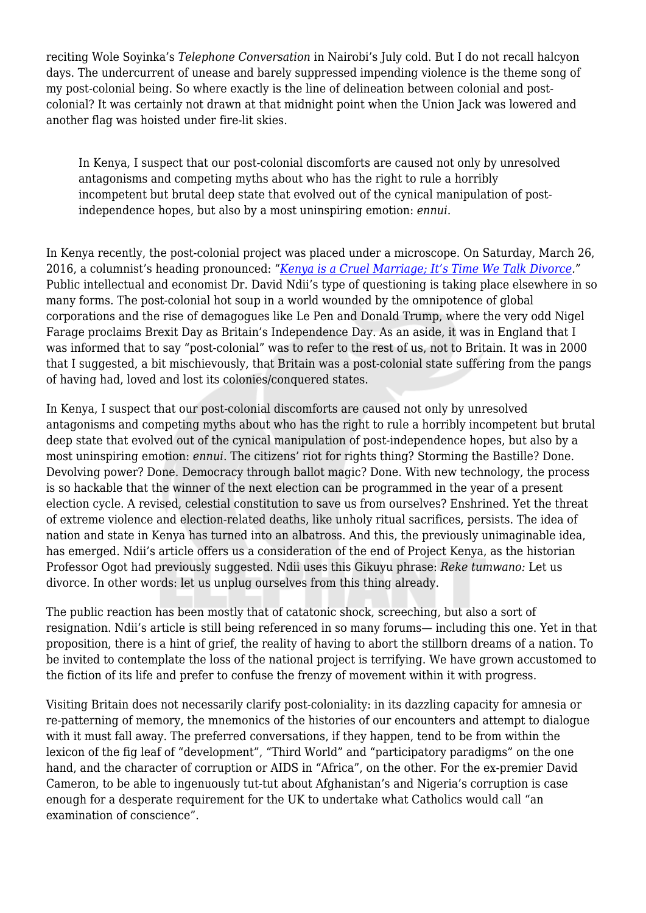reciting Wole Soyinka's *Telephone Conversation* in Nairobi's July cold. But I do not recall halcyon days. The undercurrent of unease and barely suppressed impending violence is the theme song of my post-colonial being. So where exactly is the line of delineation between colonial and post-colonial? It was certainly not drawn at that midnight point when the Union Jack was lowered and another flag was hoisted under fire-lit skies.

> In Kenya, I suspect that our post-colonial discomforts are caused not only by unresolved antagonisms and competing myths about who has the right to rule a horribly incompetent but brutal deep state that evolved out of the cynical manipulation of post-independence hopes, but also by a most uninspiring emotion: *ennui*.

In Kenya recently, the post-colonial project was placed under a microscope. On Saturday, March 26, 2016, a columnist's heading pronounced: "*Kenya is a Cruel Marriage; It's Time We Talk Divorce*." Public intellectual and economist Dr. David Ndii's type of questioning is taking place elsewhere in so many forms. The post-colonial hot soup in a world wounded by the omnipotence of global corporations and the rise of demagogues like Le Pen and Donald Trump, where the very odd Nigel Farage proclaims Brexit Day as Britain's Independence Day. As an aside, it was in England that I was informed that to say "post-colonial" was to refer to the rest of us, not to Britain. It was in 2000 that I suggested, a bit mischievously, that Britain was a post-colonial state suffering from the pangs of having had, loved and lost its colonies/conquered states.

In Kenya, I suspect that our post-colonial discomforts are caused not only by unresolved antagonisms and competing myths about who has the right to rule a horribly incompetent but brutal deep state that evolved out of the cynical manipulation of post-independence hopes, but also by a most uninspiring emotion: *ennui*. The citizens' riot for rights thing? Storming the Bastille? Done. Devolving power? Done. Democracy through ballot magic? Done. With new technology, the process is so hackable that the winner of the next election can be programmed in the year of a present election cycle. A revised, celestial constitution to save us from ourselves? Enshrined. Yet the threat of extreme violence and election-related deaths, like unholy ritual sacrifices, persists. The idea of nation and state in Kenya has turned into an albatross. And this, the previously unimaginable idea, has emerged. Ndii's article offers us a consideration of the end of Project Kenya, as the historian Professor Ogot had previously suggested. Ndii uses this Gikuyu phrase: *Reke tumwano:* Let us divorce. In other words: let us unplug ourselves from this thing already.

The public reaction has been mostly that of catatonic shock, screeching, but also a sort of resignation. Ndii's article is still being referenced in so many forums— including this one. Yet in that proposition, there is a hint of grief, the reality of having to abort the stillborn dreams of a nation. To be invited to contemplate the loss of the national project is terrifying. We have grown accustomed to the fiction of its life and prefer to confuse the frenzy of movement within it with progress.

Visiting Britain does not necessarily clarify post-coloniality: in its dazzling capacity for amnesia or re-patterning of memory, the mnemonics of the histories of our encounters and attempt to dialogue with it must fall away. The preferred conversations, if they happen, tend to be from within the lexicon of the fig leaf of "development", "Third World" and "participatory paradigms" on the one hand, and the character of corruption or AIDS in "Africa", on the other. For the ex-premier David Cameron, to be able to ingenuously tut-tut about Afghanistan's and Nigeria's corruption is case enough for a desperate requirement for the UK to undertake what Catholics would call "an examination of conscience".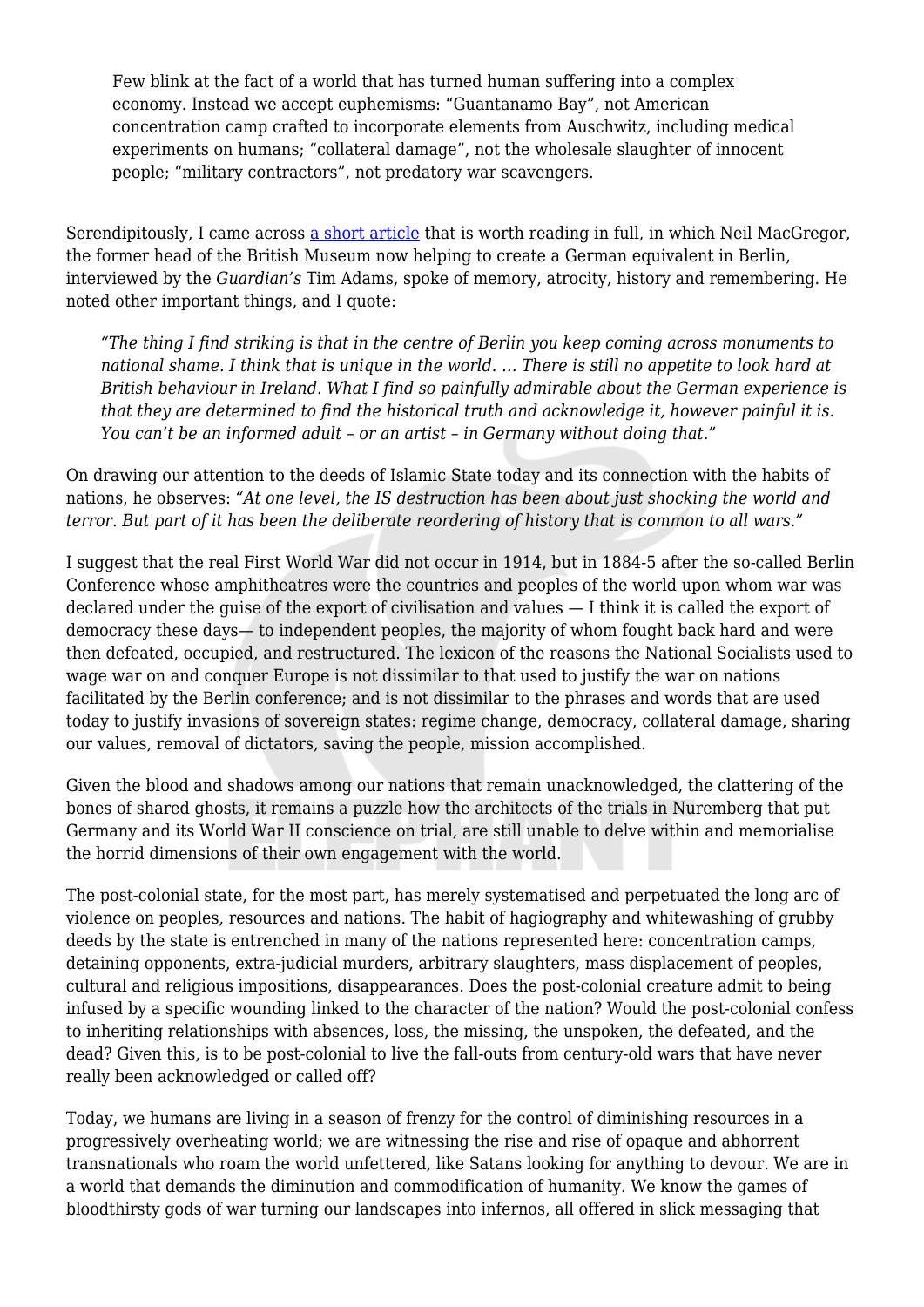> Few blink at the fact of a world that has turned human suffering into a complex economy. Instead we accept euphemisms: "Guantanamo Bay", not American concentration camp crafted to incorporate elements from Auschwitz, including medical experiments on humans; "collateral damage", not the wholesale slaughter of innocent people; "military contractors", not predatory war scavengers.

Serendipitously, I came across a short article that is worth reading in full, in which Neil MacGregor, the former head of the British Museum now helping to create a German equivalent in Berlin, interviewed by the *Guardian's* Tim Adams, spoke of memory, atrocity, history and remembering. He noted other important things, and I quote:

> *"The thing I find striking is that in the centre of Berlin you keep coming across monuments to national shame. I think that is unique in the world. … There is still no appetite to look hard at British behaviour in Ireland. What I find so painfully admirable about the German experience is that they are determined to find the historical truth and acknowledge it, however painful it is. You can't be an informed adult – or an artist – in Germany without doing that."*

On drawing our attention to the deeds of Islamic State today and its connection with the habits of nations, he observes: *"At one level, the IS destruction has been about just shocking the world and terror. But part of it has been the deliberate reordering of history that is common to all wars."*

I suggest that the real First World War did not occur in 1914, but in 1884-5 after the so-called Berlin Conference whose amphitheatres were the countries and peoples of the world upon whom war was declared under the guise of the export of civilisation and values — I think it is called the export of democracy these days— to independent peoples, the majority of whom fought back hard and were then defeated, occupied, and restructured. The lexicon of the reasons the National Socialists used to wage war on and conquer Europe is not dissimilar to that used to justify the war on nations facilitated by the Berlin conference; and is not dissimilar to the phrases and words that are used today to justify invasions of sovereign states: regime change, democracy, collateral damage, sharing our values, removal of dictators, saving the people, mission accomplished.

Given the blood and shadows among our nations that remain unacknowledged, the clattering of the bones of shared ghosts, it remains a puzzle how the architects of the trials in Nuremberg that put Germany and its World War II conscience on trial, are still unable to delve within and memorialise the horrid dimensions of their own engagement with the world.

The post-colonial state, for the most part, has merely systematised and perpetuated the long arc of violence on peoples, resources and nations. The habit of hagiography and whitewashing of grubby deeds by the state is entrenched in many of the nations represented here: concentration camps, detaining opponents, extra-judicial murders, arbitrary slaughters, mass displacement of peoples, cultural and religious impositions, disappearances. Does the post-colonial creature admit to being infused by a specific wounding linked to the character of the nation? Would the post-colonial confess to inheriting relationships with absences, loss, the missing, the unspoken, the defeated, and the dead? Given this, is to be post-colonial to live the fall-outs from century-old wars that have never really been acknowledged or called off?

Today, we humans are living in a season of frenzy for the control of diminishing resources in a progressively overheating world; we are witnessing the rise and rise of opaque and abhorrent transnationals who roam the world unfettered, like Satans looking for anything to devour. We are in a world that demands the diminution and commodification of humanity. We know the games of bloodthirsty gods of war turning our landscapes into infernos, all offered in slick messaging that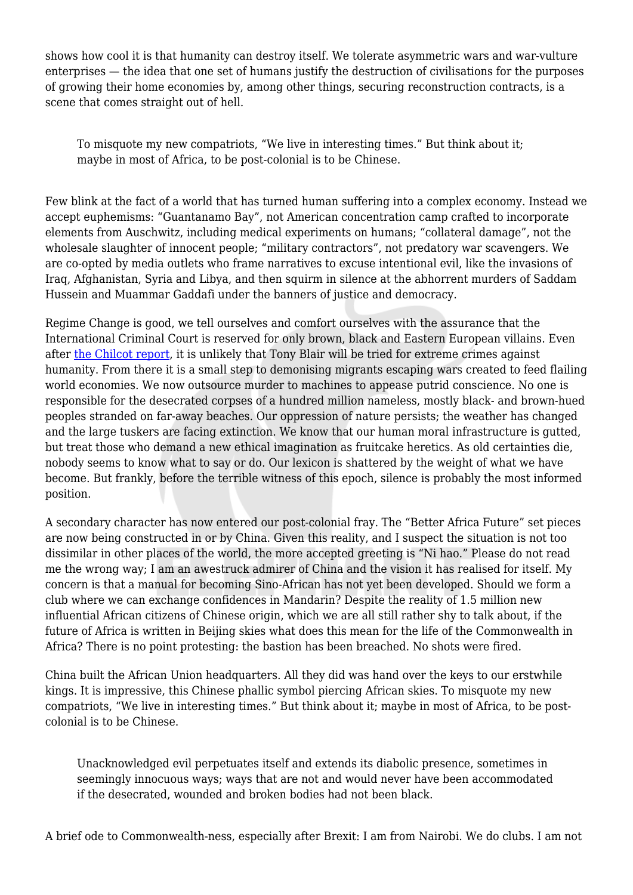shows how cool it is that humanity can destroy itself. We tolerate asymmetric wars and war-vulture enterprises — the idea that one set of humans justify the destruction of civilisations for the purposes of growing their home economies by, among other things, securing reconstruction contracts, is a scene that comes straight out of hell.

> To misquote my new compatriots, "We live in interesting times." But think about it; maybe in most of Africa, to be post-colonial is to be Chinese.

Few blink at the fact of a world that has turned human suffering into a complex economy. Instead we accept euphemisms: "Guantanamo Bay", not American concentration camp crafted to incorporate elements from Auschwitz, including medical experiments on humans; "collateral damage", not the wholesale slaughter of innocent people; "military contractors", not predatory war scavengers. We are co-opted by media outlets who frame narratives to excuse intentional evil, like the invasions of Iraq, Afghanistan, Syria and Libya, and then squirm in silence at the abhorrent murders of Saddam Hussein and Muammar Gaddafi under the banners of justice and democracy.

Regime Change is good, we tell ourselves and comfort ourselves with the assurance that the International Criminal Court is reserved for only brown, black and Eastern European villains. Even after the Chilcot report, it is unlikely that Tony Blair will be tried for extreme crimes against humanity. From there it is a small step to demonising migrants escaping wars created to feed flailing world economies. We now outsource murder to machines to appease putrid conscience. No one is responsible for the desecrated corpses of a hundred million nameless, mostly black- and brown-hued peoples stranded on far-away beaches. Our oppression of nature persists; the weather has changed and the large tuskers are facing extinction. We know that our human moral infrastructure is gutted, but treat those who demand a new ethical imagination as fruitcake heretics. As old certainties die, nobody seems to know what to say or do. Our lexicon is shattered by the weight of what we have become. But frankly, before the terrible witness of this epoch, silence is probably the most informed position.

A secondary character has now entered our post-colonial fray. The "Better Africa Future" set pieces are now being constructed in or by China. Given this reality, and I suspect the situation is not too dissimilar in other places of the world, the more accepted greeting is "Ni hao." Please do not read me the wrong way; I am an awestruck admirer of China and the vision it has realised for itself. My concern is that a manual for becoming Sino-African has not yet been developed. Should we form a club where we can exchange confidences in Mandarin? Despite the reality of 1.5 million new influential African citizens of Chinese origin, which we are all still rather shy to talk about, if the future of Africa is written in Beijing skies what does this mean for the life of the Commonwealth in Africa? There is no point protesting: the bastion has been breached. No shots were fired.

China built the African Union headquarters. All they did was hand over the keys to our erstwhile kings. It is impressive, this Chinese phallic symbol piercing African skies. To misquote my new compatriots, "We live in interesting times." But think about it; maybe in most of Africa, to be post-colonial is to be Chinese.

> Unacknowledged evil perpetuates itself and extends its diabolic presence, sometimes in seemingly innocuous ways; ways that are not and would never have been accommodated if the desecrated, wounded and broken bodies had not been black.

A brief ode to Commonwealth-ness, especially after Brexit: I am from Nairobi. We do clubs. I am not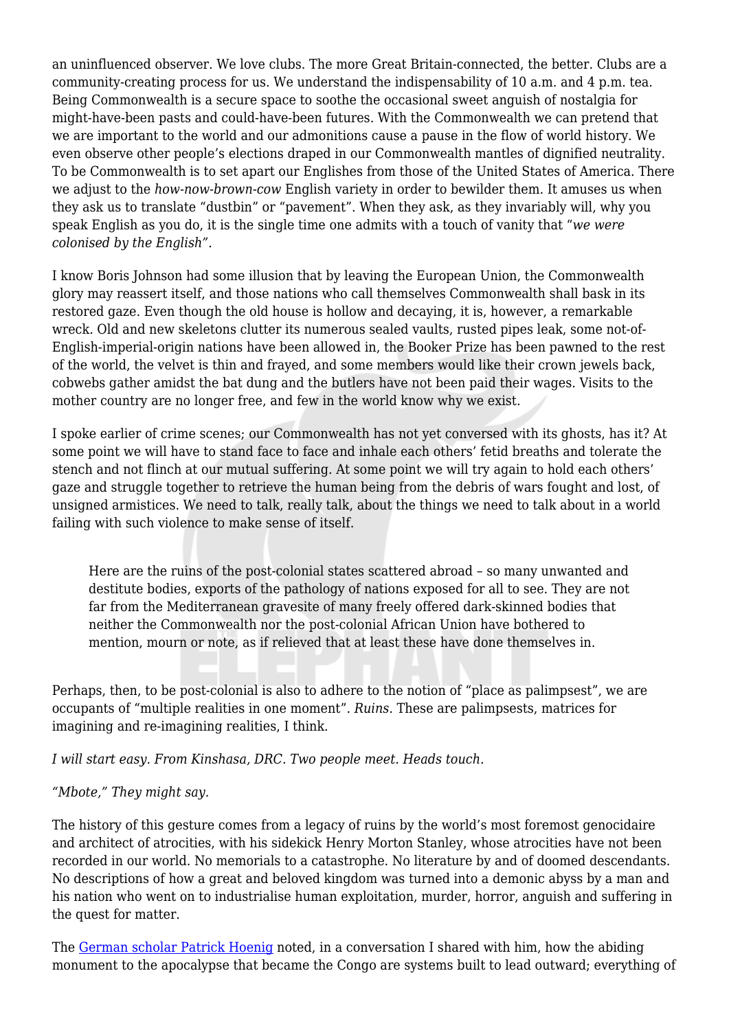an uninfluenced observer. We love clubs. The more Great Britain-connected, the better. Clubs are a community-creating process for us. We understand the indispensability of 10 a.m. and 4 p.m. tea. Being Commonwealth is a secure space to soothe the occasional sweet anguish of nostalgia for might-have-been pasts and could-have-been futures. With the Commonwealth we can pretend that we are important to the world and our admonitions cause a pause in the flow of world history. We even observe other people's elections draped in our Commonwealth mantles of dignified neutrality. To be Commonwealth is to set apart our Englishes from those of the United States of America. There we adjust to the *how-now-brown-cow* English variety in order to bewilder them. It amuses us when they ask us to translate "dustbin" or "pavement". When they ask, as they invariably will, why you speak English as you do, it is the single time one admits with a touch of vanity that "*we were colonised by the English"*.

I know Boris Johnson had some illusion that by leaving the European Union, the Commonwealth glory may reassert itself, and those nations who call themselves Commonwealth shall bask in its restored gaze. Even though the old house is hollow and decaying, it is, however, a remarkable wreck. Old and new skeletons clutter its numerous sealed vaults, rusted pipes leak, some not-of-English-imperial-origin nations have been allowed in, the Booker Prize has been pawned to the rest of the world, the velvet is thin and frayed, and some members would like their crown jewels back, cobwebs gather amidst the bat dung and the butlers have not been paid their wages. Visits to the mother country are no longer free, and few in the world know why we exist.

I spoke earlier of crime scenes; our Commonwealth has not yet conversed with its ghosts, has it? At some point we will have to stand face to face and inhale each others' fetid breaths and tolerate the stench and not flinch at our mutual suffering. At some point we will try again to hold each others' gaze and struggle together to retrieve the human being from the debris of wars fought and lost, of unsigned armistices. We need to talk, really talk, about the things we need to talk about in a world failing with such violence to make sense of itself.

> Here are the ruins of the post-colonial states scattered abroad – so many unwanted and destitute bodies, exports of the pathology of nations exposed for all to see. They are not far from the Mediterranean gravesite of many freely offered dark-skinned bodies that neither the Commonwealth nor the post-colonial African Union have bothered to mention, mourn or note, as if relieved that at least these have done themselves in.

Perhaps, then, to be post-colonial is also to adhere to the notion of "place as palimpsest", we are occupants of "multiple realities in one moment". *Ruins*. These are palimpsests, matrices for imagining and re-imagining realities, I think.

*I will start easy. From Kinshasa, DRC. Two people meet. Heads touch.*

*"Mbote," They might say.*

The history of this gesture comes from a legacy of ruins by the world's most foremost genocidaire and architect of atrocities, with his sidekick Henry Morton Stanley, whose atrocities have not been recorded in our world. No memorials to a catastrophe. No literature by and of doomed descendants. No descriptions of how a great and beloved kingdom was turned into a demonic abyss by a man and his nation who went on to industrialise human exploitation, murder, horror, anguish and suffering in the quest for matter.

The German scholar Patrick Hoenig noted, in a conversation I shared with him, how the abiding monument to the apocalypse that became the Congo are systems built to lead outward; everything of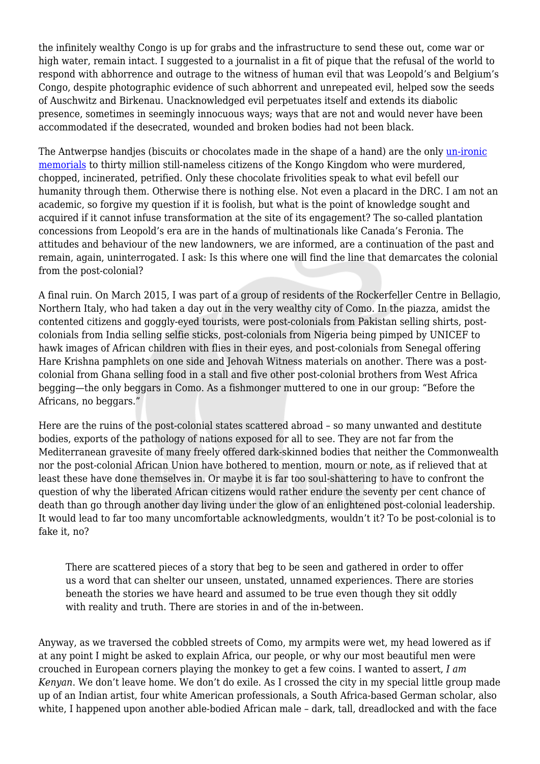the infinitely wealthy Congo is up for grabs and the infrastructure to send these out, come war or high water, remain intact. I suggested to a journalist in a fit of pique that the refusal of the world to respond with abhorrence and outrage to the witness of human evil that was Leopold's and Belgium's Congo, despite photographic evidence of such abhorrent and unrepeated evil, helped sow the seeds of Auschwitz and Birkenau. Unacknowledged evil perpetuates itself and extends its diabolic presence, sometimes in seemingly innocuous ways; ways that are not and would never have been accommodated if the desecrated, wounded and broken bodies had not been black.

The Antwerpse handjes (biscuits or chocolates made in the shape of a hand) are the only un-ironic memorials to thirty million still-nameless citizens of the Kongo Kingdom who were murdered, chopped, incinerated, petrified. Only these chocolate frivolities speak to what evil befell our humanity through them. Otherwise there is nothing else. Not even a placard in the DRC. I am not an academic, so forgive my question if it is foolish, but what is the point of knowledge sought and acquired if it cannot infuse transformation at the site of its engagement? The so-called plantation concessions from Leopold's era are in the hands of multinationals like Canada's Feronia. The attitudes and behaviour of the new landowners, we are informed, are a continuation of the past and remain, again, uninterrogated. I ask: Is this where one will find the line that demarcates the colonial from the post-colonial?

A final ruin. On March 2015, I was part of a group of residents of the Rockerfeller Centre in Bellagio, Northern Italy, who had taken a day out in the very wealthy city of Como. In the piazza, amidst the contented citizens and goggly-eyed tourists, were post-colonials from Pakistan selling shirts, post-colonials from India selling selfie sticks, post-colonials from Nigeria being pimped by UNICEF to hawk images of African children with flies in their eyes, and post-colonials from Senegal offering Hare Krishna pamphlets on one side and Jehovah Witness materials on another. There was a post-colonial from Ghana selling food in a stall and five other post-colonial brothers from West Africa begging—the only beggars in Como. As a fishmonger muttered to one in our group: "Before the Africans, no beggars."

Here are the ruins of the post-colonial states scattered abroad – so many unwanted and destitute bodies, exports of the pathology of nations exposed for all to see. They are not far from the Mediterranean gravesite of many freely offered dark-skinned bodies that neither the Commonwealth nor the post-colonial African Union have bothered to mention, mourn or note, as if relieved that at least these have done themselves in. Or maybe it is far too soul-shattering to have to confront the question of why the liberated African citizens would rather endure the seventy per cent chance of death than go through another day living under the glow of an enlightened post-colonial leadership. It would lead to far too many uncomfortable acknowledgments, wouldn't it? To be post-colonial is to fake it, no?

> There are scattered pieces of a story that beg to be seen and gathered in order to offer us a word that can shelter our unseen, unstated, unnamed experiences. There are stories beneath the stories we have heard and assumed to be true even though they sit oddly with reality and truth. There are stories in and of the in-between.

Anyway, as we traversed the cobbled streets of Como, my armpits were wet, my head lowered as if at any point I might be asked to explain Africa, our people, or why our most beautiful men were crouched in European corners playing the monkey to get a few coins. I wanted to assert, *I am Kenyan*. We don't leave home. We don't do exile. As I crossed the city in my special little group made up of an Indian artist, four white American professionals, a South Africa-based German scholar, also white, I happened upon another able-bodied African male – dark, tall, dreadlocked and with the face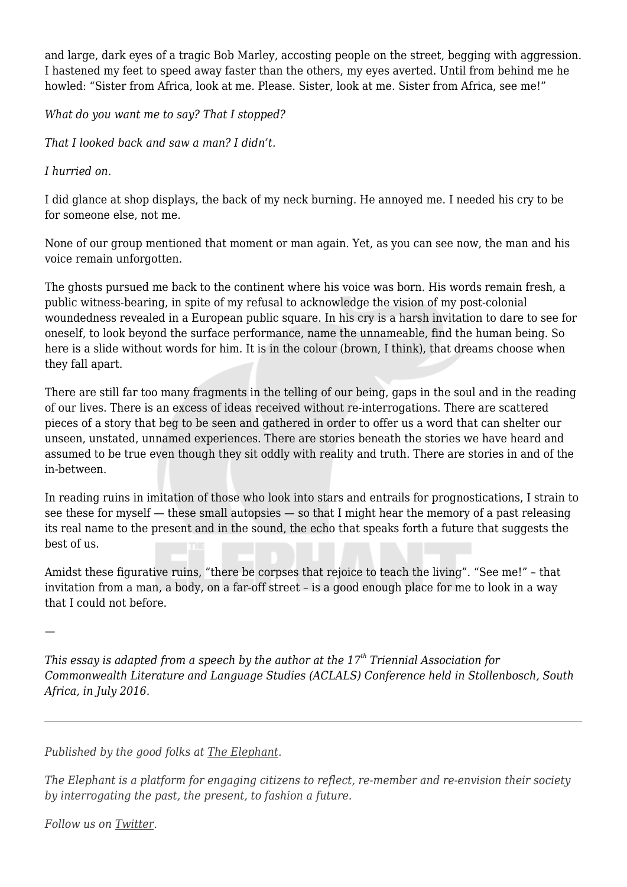and large, dark eyes of a tragic Bob Marley, accosting people on the street, begging with aggression. I hastened my feet to speed away faster than the others, my eyes averted. Until from behind me he howled: “Sister from Africa, look at me. Please. Sister, look at me. Sister from Africa, see me!”

*What do you want me to say? That I stopped?*

*That I looked back and saw a man? I didn’t.*

*I hurried on.*

I did glance at shop displays, the back of my neck burning. He annoyed me. I needed his cry to be for someone else, not me.

None of our group mentioned that moment or man again. Yet, as you can see now, the man and his voice remain unforgotten.

The ghosts pursued me back to the continent where his voice was born. His words remain fresh, a public witness-bearing, in spite of my refusal to acknowledge the vision of my post-colonial woundedness revealed in a European public square. In his cry is a harsh invitation to dare to see for oneself, to look beyond the surface performance, name the unnameable, find the human being. So here is a slide without words for him. It is in the colour (brown, I think), that dreams choose when they fall apart.

There are still far too many fragments in the telling of our being, gaps in the soul and in the reading of our lives. There is an excess of ideas received without re-interrogations. There are scattered pieces of a story that beg to be seen and gathered in order to offer us a word that can shelter our unseen, unstated, unnamed experiences. There are stories beneath the stories we have heard and assumed to be true even though they sit oddly with reality and truth. There are stories in and of the in-between.

In reading ruins in imitation of those who look into stars and entrails for prognostications, I strain to see these for myself — these small autopsies — so that I might hear the memory of a past releasing its real name to the present and in the sound, the echo that speaks forth a future that suggests the best of us.

Amidst these figurative ruins, “there be corpses that rejoice to teach the living”. “See me!” – that invitation from a man, a body, on a far-off street – is a good enough place for me to look in a way that I could not before.

—

*This essay is adapted from a speech by the author at the 17th Triennial Association for Commonwealth Literature and Language Studies (ACLALS) Conference held in Stollenbosch, South Africa, in July 2016.*

---

*Published by the good folks at The Elephant.*

*The Elephant is a platform for engaging citizens to reflect, re-member and re-envision their society by interrogating the past, the present, to fashion a future.*

*Follow us on Twitter.*